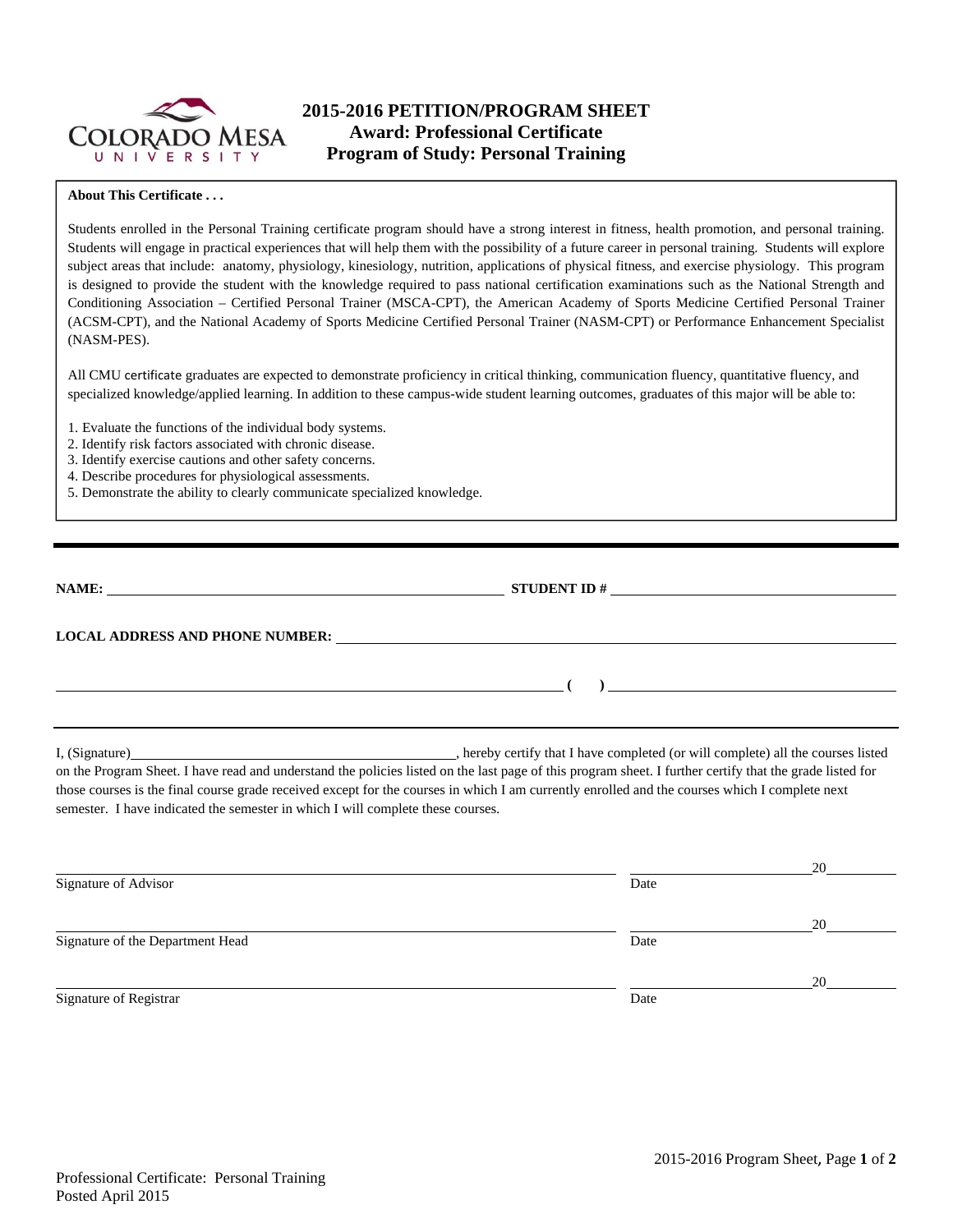# 2015-2016 PETITION/PROGRAM SHEET
## Award: Professional Certificate
## Program of Study: Personal Training

**About This Certificate . . .**

Students enrolled in the Personal Training certificate program should have a strong interest in fitness, health promotion, and personal training. Students will engage in practical experiences that will help them with the possibility of a future career in personal training. Students will explore subject areas that include: anatomy, physiology, kinesiology, nutrition, applications of physical fitness, and exercise physiology. This program is designed to provide the student with the knowledge required to pass national certification examinations such as the National Strength and Conditioning Association – Certified Personal Trainer (MSCA-CPT), the American Academy of Sports Medicine Certified Personal Trainer (ACSM-CPT), and the National Academy of Sports Medicine Certified Personal Trainer (NASM-CPT) or Performance Enhancement Specialist (NASM-PES).

All CMU certificate graduates are expected to demonstrate proficiency in critical thinking, communication fluency, quantitative fluency, and specialized knowledge/applied learning. In addition to these campus-wide student learning outcomes, graduates of this major will be able to:

1. Evaluate the functions of the individual body systems.
2. Identify risk factors associated with chronic disease.
3. Identify exercise cautions and other safety concerns.
4. Describe procedures for physiological assessments.
5. Demonstrate the ability to clearly communicate specialized knowledge.

---

**NAME:** ______________________________ **STUDENT ID #** ______________________________

**LOCAL ADDRESS AND PHONE NUMBER:** ______________________________

______________________________ **( )** ______________________________

---

I, (Signature)______________________________, hereby certify that I have completed (or will complete) all the courses listed on the Program Sheet. I have read and understand the policies listed on the last page of this program sheet. I further certify that the grade listed for those courses is the final course grade received except for the courses in which I am currently enrolled and the courses which I complete next semester. I have indicated the semester in which I will complete these courses.

______________________________ ______________20______
Signature of Advisor Date

______________________________ ______________20______
Signature of the Department Head Date

______________________________ ______________20______
Signature of Registrar Date

Professional Certificate: Personal Training
Posted April 2015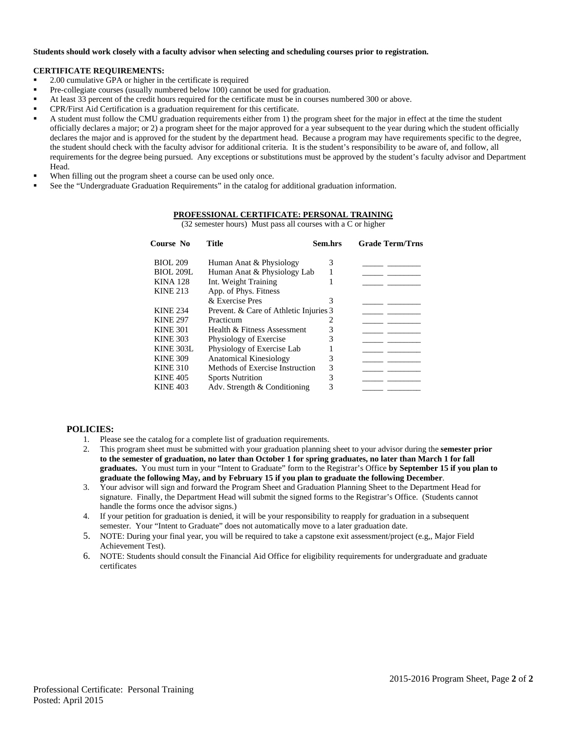**Students should work closely with a faculty advisor when selecting and scheduling courses prior to registration.**

**CERTIFICATE REQUIREMENTS:**

- 2.00 cumulative GPA or higher in the certificate is required
- Pre-collegiate courses (usually numbered below 100) cannot be used for graduation.
- At least 33 percent of the credit hours required for the certificate must be in courses numbered 300 or above.
- CPR/First Aid Certification is a graduation requirement for this certificate.
- A student must follow the CMU graduation requirements either from 1) the program sheet for the major in effect at the time the student officially declares a major; or 2) a program sheet for the major approved for a year subsequent to the year during which the student officially declares the major and is approved for the student by the department head. Because a program may have requirements specific to the degree, the student should check with the faculty advisor for additional criteria. It is the student's responsibility to be aware of, and follow, all requirements for the degree being pursued. Any exceptions or substitutions must be approved by the student's faculty advisor and Department Head.
- When filling out the program sheet a course can be used only once.
- See the "Undergraduate Graduation Requirements" in the catalog for additional graduation information.

**PROFESSIONAL CERTIFICATE: PERSONAL TRAINING**

(32 semester hours) Must pass all courses with a C or higher

| Course No | Title | Sem.hrs | Grade Term/Trns |
|---|---|---|---|
| BIOL 209 | Human Anat & Physiology | 3 | _____ ________ |
| BIOL 209L | Human Anat & Physiology Lab | 1 | _____ ________ |
| KINA 128 | Int. Weight Training | 1 | _____ ________ |
| KINE 213 | App. of Phys. Fitness & Exercise Pres | 3 | _____ ________ |
| KINE 234 | Prevent. & Care of Athletic Injuries | 3 | _____ ________ |
| KINE 297 | Practicum | 2 | _____ ________ |
| KINE 301 | Health & Fitness Assessment | 3 | _____ ________ |
| KINE 303 | Physiology of Exercise | 3 | _____ ________ |
| KINE 303L | Physiology of Exercise Lab | 1 | _____ ________ |
| KINE 309 | Anatomical Kinesiology | 3 | _____ ________ |
| KINE 310 | Methods of Exercise Instruction | 3 | _____ ________ |
| KINE 405 | Sports Nutrition | 3 | _____ ________ |
| KINE 403 | Adv. Strength & Conditioning | 3 | _____ ________ |

**POLICIES:**

1. Please see the catalog for a complete list of graduation requirements.
2. This program sheet must be submitted with your graduation planning sheet to your advisor during the **semester prior to the semester of graduation, no later than October 1 for spring graduates, no later than March 1 for fall graduates.** You must turn in your "Intent to Graduate" form to the Registrar's Office **by September 15 if you plan to graduate the following May, and by February 15 if you plan to graduate the following December**.
3. Your advisor will sign and forward the Program Sheet and Graduation Planning Sheet to the Department Head for signature. Finally, the Department Head will submit the signed forms to the Registrar's Office. (Students cannot handle the forms once the advisor signs.)
4. If your petition for graduation is denied, it will be your responsibility to reapply for graduation in a subsequent semester. Your "Intent to Graduate" does not automatically move to a later graduation date.
5. NOTE: During your final year, you will be required to take a capstone exit assessment/project (e.g,, Major Field Achievement Test).
6. NOTE: Students should consult the Financial Aid Office for eligibility requirements for undergraduate and graduate certificates

Professional Certificate: Personal Training
Posted: April 2015